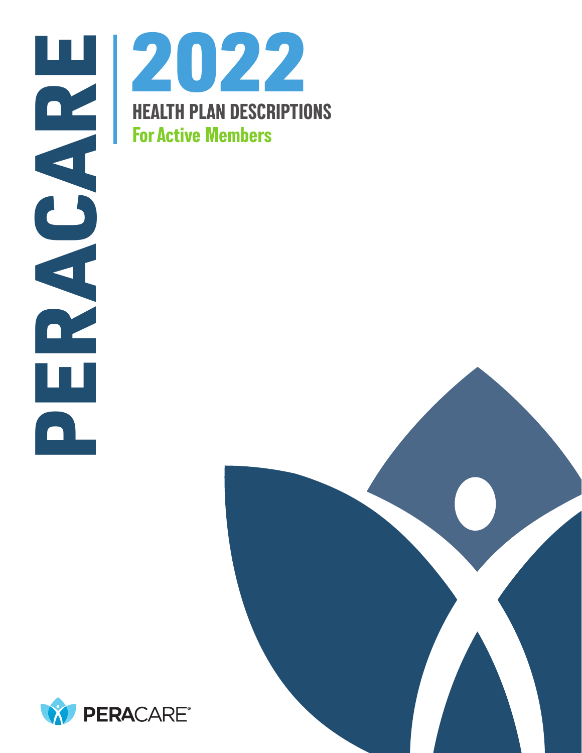PERACARE

# 2022

## HEALTH PLAN DESCRIPTIONS

### For Active Members

PERACARE®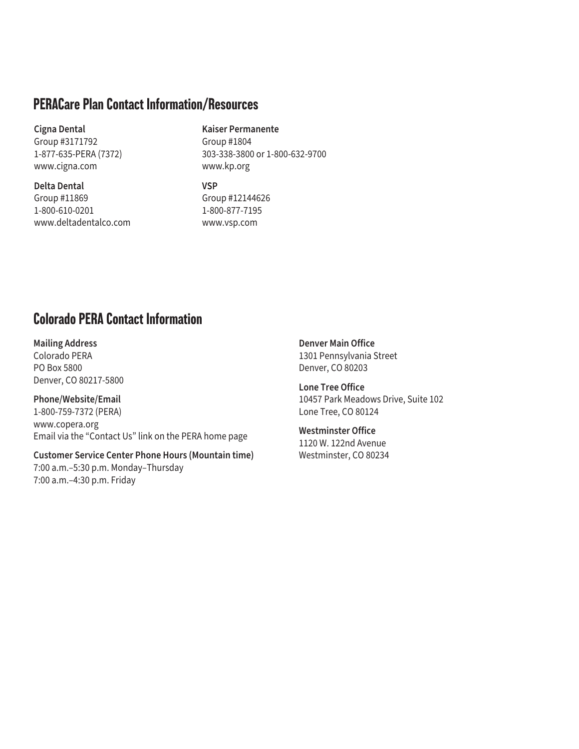## PERACare Plan Contact Information/Resources

**Cigna Dental**
Group #3171792
1-877-635-PERA (7372)
www.cigna.com

**Delta Dental**
Group #11869
1-800-610-0201
www.deltadentalco.com

**Kaiser Permanente**
Group #1804
303-338-3800 or 1-800-632-9700
www.kp.org

**VSP**
Group #12144626
1-800-877-7195
www.vsp.com

## Colorado PERA Contact Information

**Mailing Address**
Colorado PERA
PO Box 5800
Denver, CO 80217-5800

**Phone/Website/Email**
1-800-759-7372 (PERA)
www.copera.org
Email via the "Contact Us" link on the PERA home page

**Customer Service Center Phone Hours (Mountain time)**
7:00 a.m.–5:30 p.m. Monday–Thursday
7:00 a.m.–4:30 p.m. Friday

**Denver Main Office**
1301 Pennsylvania Street
Denver, CO 80203

**Lone Tree Office**
10457 Park Meadows Drive, Suite 102
Lone Tree, CO 80124

**Westminster Office**
1120 W. 122nd Avenue
Westminster, CO 80234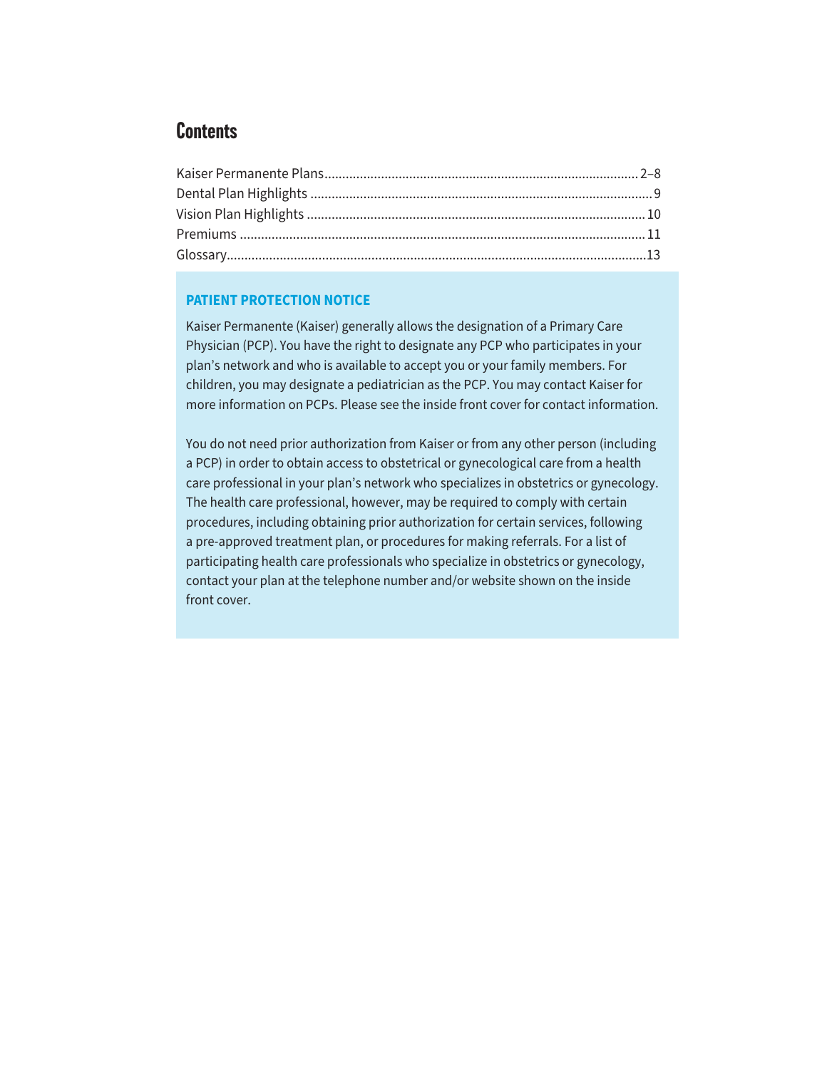# Contents

- Kaiser Permanente Plans ........ 2–8
- Dental Plan Highlights ........ 9
- Vision Plan Highlights ........ 10
- Premiums ........ 11
- Glossary ........ 13

## PATIENT PROTECTION NOTICE

Kaiser Permanente (Kaiser) generally allows the designation of a Primary Care Physician (PCP). You have the right to designate any PCP who participates in your plan's network and who is available to accept you or your family members. For children, you may designate a pediatrician as the PCP. You may contact Kaiser for more information on PCPs. Please see the inside front cover for contact information.

You do not need prior authorization from Kaiser or from any other person (including a PCP) in order to obtain access to obstetrical or gynecological care from a health care professional in your plan's network who specializes in obstetrics or gynecology. The health care professional, however, may be required to comply with certain procedures, including obtaining prior authorization for certain services, following a pre-approved treatment plan, or procedures for making referrals. For a list of participating health care professionals who specialize in obstetrics or gynecology, contact your plan at the telephone number and/or website shown on the inside front cover.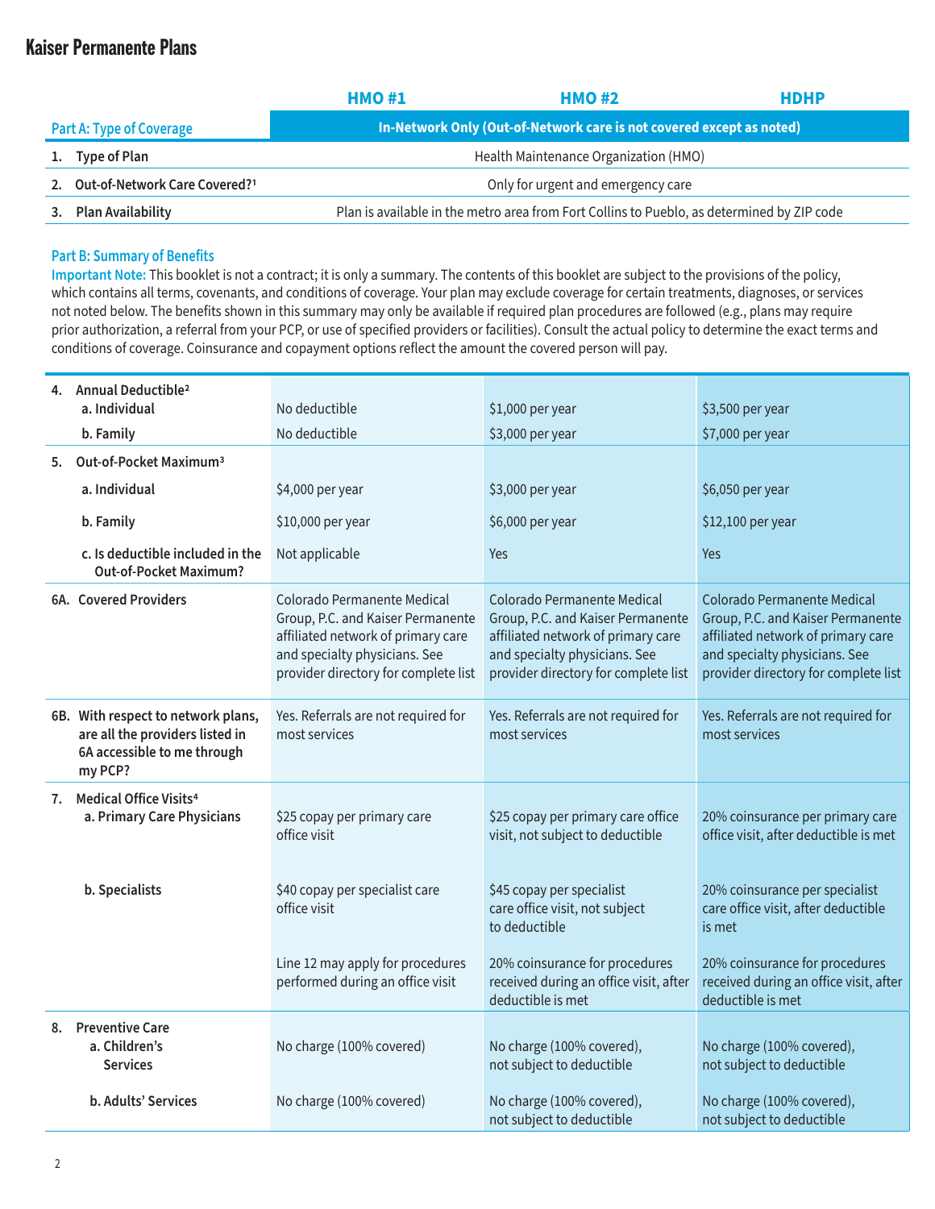# Kaiser Permanente Plans

| | HMO #1 | HMO #2 | HDHP |
|---|---|---|---|
| **Part A: Type of Coverage** | In-Network Only (Out-of-Network care is not covered except as noted) | | |
| **1. Type of Plan** | Health Maintenance Organization (HMO) | | |
| **2. Out-of-Network Care Covered?**[1] | Only for urgent and emergency care | | |
| **3. Plan Availability** | Plan is available in the metro area from Fort Collins to Pueblo, as determined by ZIP code | | |

## Part B: Summary of Benefits

**Important Note:** This booklet is not a contract; it is only a summary. The contents of this booklet are subject to the provisions of the policy, which contains all terms, covenants, and conditions of coverage. Your plan may exclude coverage for certain treatments, diagnoses, or services not noted below. The benefits shown in this summary may only be available if required plan procedures are followed (e.g., plans may require prior authorization, a referral from your PCP, or use of specified providers or facilities). Consult the actual policy to determine the exact terms and conditions of coverage. Coinsurance and copayment options reflect the amount the covered person will pay.

| | HMO #1 | HMO #2 | HDHP |
|---|---|---|---|
| **4. Annual Deductible**[2] | | | |
| **a. Individual** | No deductible | $1,000 per year | $3,500 per year |
| **b. Family** | No deductible | $3,000 per year | $7,000 per year |
| **5. Out-of-Pocket Maximum**[3] | | | |
| **a. Individual** | $4,000 per year | $3,000 per year | $6,050 per year |
| **b. Family** | $10,000 per year | $6,000 per year | $12,100 per year |
| **c. Is deductible included in the Out-of-Pocket Maximum?** | Not applicable | Yes | Yes |
| **6A. Covered Providers** | Colorado Permanente Medical Group, P.C. and Kaiser Permanente affiliated network of primary care and specialty physicians. See provider directory for complete list | Colorado Permanente Medical Group, P.C. and Kaiser Permanente affiliated network of primary care and specialty physicians. See provider directory for complete list | Colorado Permanente Medical Group, P.C. and Kaiser Permanente affiliated network of primary care and specialty physicians. See provider directory for complete list |
| **6B. With respect to network plans, are all the providers listed in 6A accessible to me through my PCP?** | Yes. Referrals are not required for most services | Yes. Referrals are not required for most services | Yes. Referrals are not required for most services |
| **7. Medical Office Visits**[4] | | | |
| **a. Primary Care Physicians** | $25 copay per primary care office visit | $25 copay per primary care office visit, not subject to deductible | 20% coinsurance per primary care office visit, after deductible is met |
| **b. Specialists** | $40 copay per specialist care office visit | $45 copay per specialist care office visit, not subject to deductible | 20% coinsurance per specialist care office visit, after deductible is met |
| | Line 12 may apply for procedures performed during an office visit | 20% coinsurance for procedures received during an office visit, after deductible is met | 20% coinsurance for procedures received during an office visit, after deductible is met |
| **8. Preventive Care** | | | |
| **a. Children's Services** | No charge (100% covered) | No charge (100% covered), not subject to deductible | No charge (100% covered), not subject to deductible |
| **b. Adults' Services** | No charge (100% covered) | No charge (100% covered), not subject to deductible | No charge (100% covered), not subject to deductible |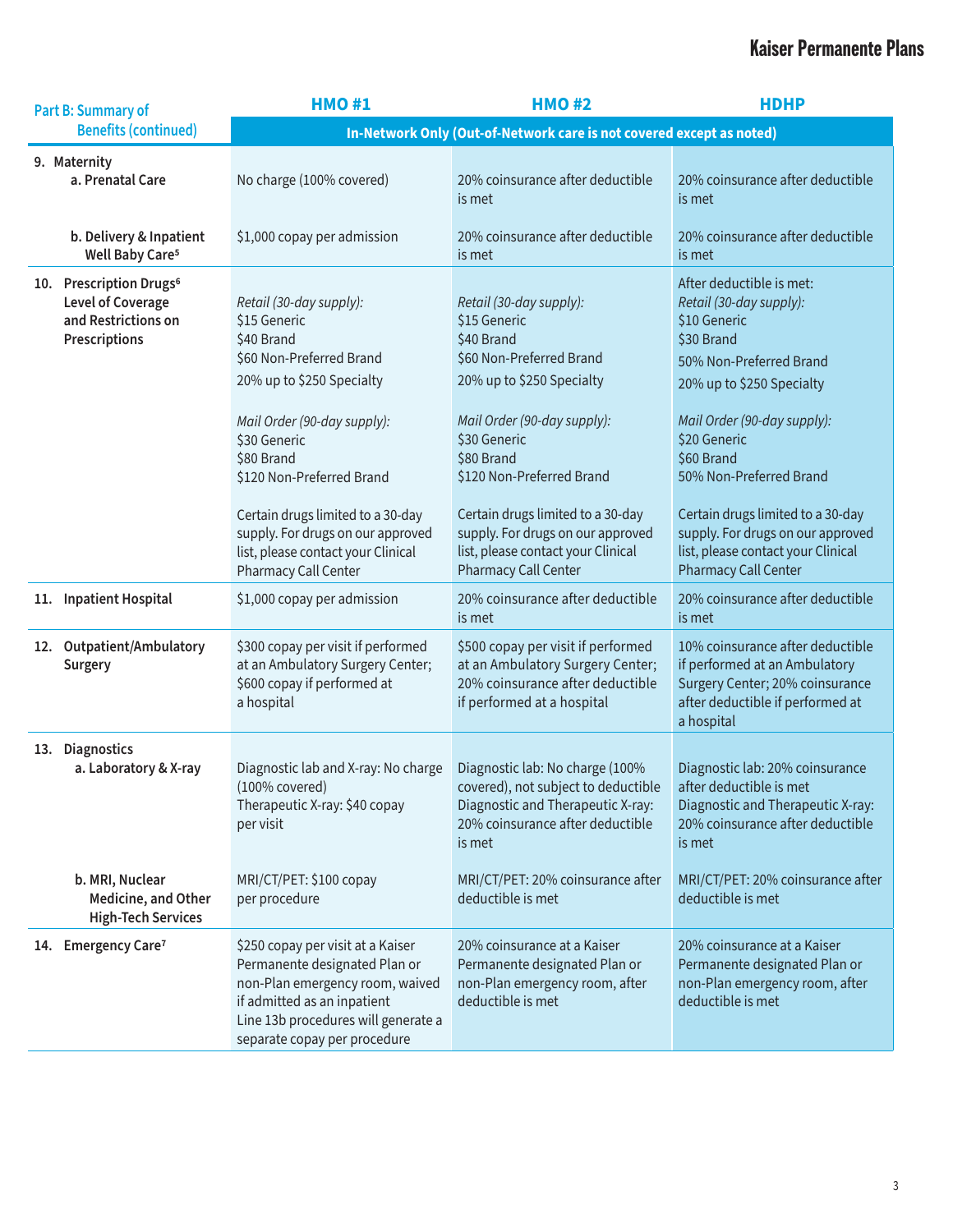## Kaiser Permanente Plans

| Part B: Summary of Benefits (continued) | HMO #1 | HMO #2 | HDHP |
|---|---|---|---|
| | In-Network Only (Out-of-Network care is not covered except as noted) | | |
| **9. Maternity** **a. Prenatal Care** | No charge (100% covered) | 20% coinsurance after deductible is met | 20% coinsurance after deductible is met |
| **b. Delivery & Inpatient Well Baby Care**[5] | $1,000 copay per admission | 20% coinsurance after deductible is met | 20% coinsurance after deductible is met |
| **10. Prescription Drugs**[6] **Level of Coverage and Restrictions on Prescriptions** | *Retail (30-day supply):* $15 Generic $40 Brand $60 Non-Preferred Brand 20% up to $250 Specialty *Mail Order (90-day supply):* $30 Generic $80 Brand $120 Non-Preferred Brand Certain drugs limited to a 30-day supply. For drugs on our approved list, please contact your Clinical Pharmacy Call Center | *Retail (30-day supply):* $15 Generic $40 Brand $60 Non-Preferred Brand 20% up to $250 Specialty *Mail Order (90-day supply):* $30 Generic $80 Brand $120 Non-Preferred Brand Certain drugs limited to a 30-day supply. For drugs on our approved list, please contact your Clinical Pharmacy Call Center | After deductible is met: *Retail (30-day supply):* $10 Generic $30 Brand 50% Non-Preferred Brand 20% up to $250 Specialty *Mail Order (90-day supply):* $20 Generic $60 Brand 50% Non-Preferred Brand Certain drugs limited to a 30-day supply. For drugs on our approved list, please contact your Clinical Pharmacy Call Center |
| **11. Inpatient Hospital** | $1,000 copay per admission | 20% coinsurance after deductible is met | 20% coinsurance after deductible is met |
| **12. Outpatient/Ambulatory Surgery** | $300 copay per visit if performed at an Ambulatory Surgery Center; $600 copay if performed at a hospital | $500 copay per visit if performed at an Ambulatory Surgery Center; 20% coinsurance after deductible if performed at a hospital | 10% coinsurance after deductible if performed at an Ambulatory Surgery Center; 20% coinsurance after deductible if performed at a hospital |
| **13. Diagnostics** **a. Laboratory & X-ray** | Diagnostic lab and X-ray: No charge (100% covered) Therapeutic X-ray: $40 copay per visit | Diagnostic lab: No charge (100% covered), not subject to deductible Diagnostic and Therapeutic X-ray: 20% coinsurance after deductible is met | Diagnostic lab: 20% coinsurance after deductible is met Diagnostic and Therapeutic X-ray: 20% coinsurance after deductible is met |
| **b. MRI, Nuclear Medicine, and Other High-Tech Services** | MRI/CT/PET: $100 copay per procedure | MRI/CT/PET: 20% coinsurance after deductible is met | MRI/CT/PET: 20% coinsurance after deductible is met |
| **14. Emergency Care**[7] | $250 copay per visit at a Kaiser Permanente designated Plan or non-Plan emergency room, waived if admitted as an inpatient Line 13b procedures will generate a separate copay per procedure | 20% coinsurance at a Kaiser Permanente designated Plan or non-Plan emergency room, after deductible is met | 20% coinsurance at a Kaiser Permanente designated Plan or non-Plan emergency room, after deductible is met |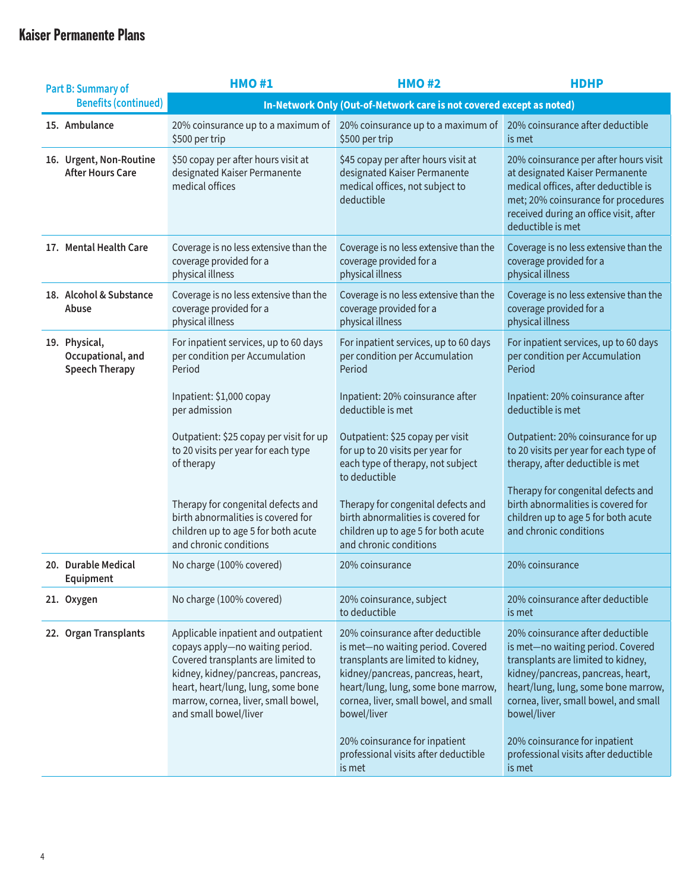## Kaiser Permanente Plans

| Part B: Summary of Benefits (continued) | HMO #1 | HMO #2 | HDHP |
|---|---|---|---|
| | In-Network Only (Out-of-Network care is not covered except as noted) | | |
| 15. Ambulance | 20% coinsurance up to a maximum of $500 per trip | 20% coinsurance up to a maximum of $500 per trip | 20% coinsurance after deductible is met |
| 16. Urgent, Non-Routine After Hours Care | $50 copay per after hours visit at designated Kaiser Permanente medical offices | $45 copay per after hours visit at designated Kaiser Permanente medical offices, not subject to deductible | 20% coinsurance per after hours visit at designated Kaiser Permanente medical offices, after deductible is met; 20% coinsurance for procedures received during an office visit, after deductible is met |
| 17. Mental Health Care | Coverage is no less extensive than the coverage provided for a physical illness | Coverage is no less extensive than the coverage provided for a physical illness | Coverage is no less extensive than the coverage provided for a physical illness |
| 18. Alcohol & Substance Abuse | Coverage is no less extensive than the coverage provided for a physical illness | Coverage is no less extensive than the coverage provided for a physical illness | Coverage is no less extensive than the coverage provided for a physical illness |
| 19. Physical, Occupational, and Speech Therapy | For inpatient services, up to 60 days per condition per Accumulation Period<br><br>Inpatient: $1,000 copay per admission<br><br>Outpatient: $25 copay per visit for up to 20 visits per year for each type of therapy<br><br>Therapy for congenital defects and birth abnormalities is covered for children up to age 5 for both acute and chronic conditions | For inpatient services, up to 60 days per condition per Accumulation Period<br><br>Inpatient: 20% coinsurance after deductible is met<br><br>Outpatient: $25 copay per visit for up to 20 visits per year for each type of therapy, not subject to deductible<br><br>Therapy for congenital defects and birth abnormalities is covered for children up to age 5 for both acute and chronic conditions | For inpatient services, up to 60 days per condition per Accumulation Period<br><br>Inpatient: 20% coinsurance after deductible is met<br><br>Outpatient: 20% coinsurance for up to 20 visits per year for each type of therapy, after deductible is met<br><br>Therapy for congenital defects and birth abnormalities is covered for children up to age 5 for both acute and chronic conditions |
| 20. Durable Medical Equipment | No charge (100% covered) | 20% coinsurance | 20% coinsurance |
| 21. Oxygen | No charge (100% covered) | 20% coinsurance, subject to deductible | 20% coinsurance after deductible is met |
| 22. Organ Transplants | Applicable inpatient and outpatient copays apply—no waiting period. Covered transplants are limited to kidney, kidney/pancreas, pancreas, heart, heart/lung, lung, some bone marrow, cornea, liver, small bowel, and small bowel/liver | 20% coinsurance after deductible is met—no waiting period. Covered transplants are limited to kidney, kidney/pancreas, pancreas, heart, heart/lung, lung, some bone marrow, cornea, liver, small bowel, and small bowel/liver<br><br>20% coinsurance for inpatient professional visits after deductible is met | 20% coinsurance after deductible is met—no waiting period. Covered transplants are limited to kidney, kidney/pancreas, pancreas, heart, heart/lung, lung, some bone marrow, cornea, liver, small bowel, and small bowel/liver<br><br>20% coinsurance for inpatient professional visits after deductible is met |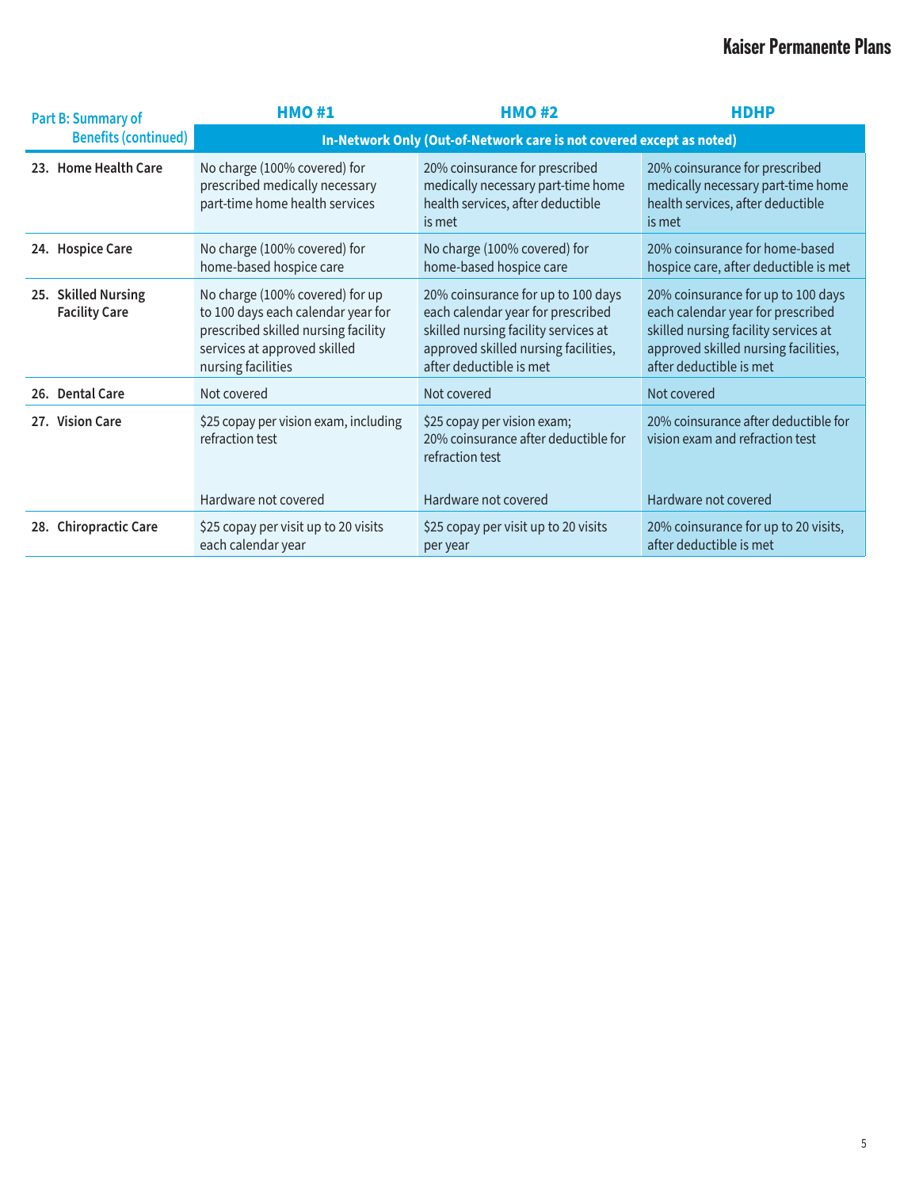| Part B: Summary of Benefits (continued) | HMO #1 | HMO #2 | HDHP |
|---|---|---|---|
| | In-Network Only (Out-of-Network care is not covered except as noted) | | |
| **23. Home Health Care** | No charge (100% covered) for prescribed medically necessary part-time home health services | 20% coinsurance for prescribed medically necessary part-time home health services, after deductible is met | 20% coinsurance for prescribed medically necessary part-time home health services, after deductible is met |
| **24. Hospice Care** | No charge (100% covered) for home-based hospice care | No charge (100% covered) for home-based hospice care | 20% coinsurance for home-based hospice care, after deductible is met |
| **25. Skilled Nursing Facility Care** | No charge (100% covered) for up to 100 days each calendar year for prescribed skilled nursing facility services at approved skilled nursing facilities | 20% coinsurance for up to 100 days each calendar year for prescribed skilled nursing facility services at approved skilled nursing facilities, after deductible is met | 20% coinsurance for up to 100 days each calendar year for prescribed skilled nursing facility services at approved skilled nursing facilities, after deductible is met |
| **26. Dental Care** | Not covered | Not covered | Not covered |
| **27. Vision Care** | $25 copay per vision exam, including refraction test<br><br>Hardware not covered | $25 copay per vision exam;<br>20% coinsurance after deductible for refraction test<br><br>Hardware not covered | 20% coinsurance after deductible for vision exam and refraction test<br><br>Hardware not covered |
| **28. Chiropractic Care** | $25 copay per visit up to 20 visits each calendar year | $25 copay per visit up to 20 visits per year | 20% coinsurance for up to 20 visits, after deductible is met |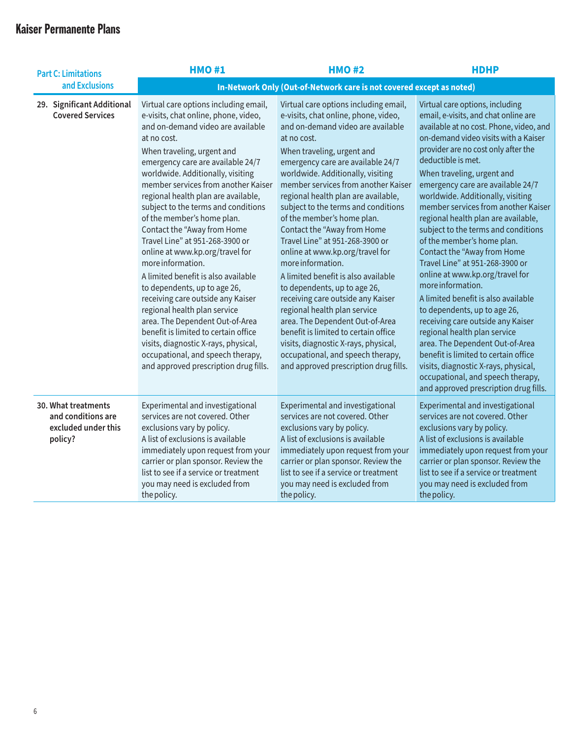## Kaiser Permanente Plans

| Part C: Limitations and Exclusions | HMO #1 | HMO #2 | HDHP |
|---|---|---|---|
| | In-Network Only (Out-of-Network care is not covered except as noted) | | |
| **29. Significant Additional Covered Services** | Virtual care options including email, e-visits, chat online, phone, video, and on-demand video are available at no cost.<br>When traveling, urgent and emergency care are available 24/7 worldwide. Additionally, visiting member services from another Kaiser regional health plan are available, subject to the terms and conditions of the member's home plan. Contact the "Away from Home Travel Line" at 951-268-3900 or online at www.kp.org/travel for more information.<br>A limited benefit is also available to dependents, up to age 26, receiving care outside any Kaiser regional health plan service area. The Dependent Out-of-Area benefit is limited to certain office visits, diagnostic X-rays, physical, occupational, and speech therapy, and approved prescription drug fills. | Virtual care options including email, e-visits, chat online, phone, video, and on-demand video are available at no cost.<br>When traveling, urgent and emergency care are available 24/7 worldwide. Additionally, visiting member services from another Kaiser regional health plan are available, subject to the terms and conditions of the member's home plan. Contact the "Away from Home Travel Line" at 951-268-3900 or online at www.kp.org/travel for more information.<br>A limited benefit is also available to dependents, up to age 26, receiving care outside any Kaiser regional health plan service area. The Dependent Out-of-Area benefit is limited to certain office visits, diagnostic X-rays, physical, occupational, and speech therapy, and approved prescription drug fills. | Virtual care options, including email, e-visits, and chat online are available at no cost. Phone, video, and on-demand video visits with a Kaiser provider are no cost only after the deductible is met.<br>When traveling, urgent and emergency care are available 24/7 worldwide. Additionally, visiting member services from another Kaiser regional health plan are available, subject to the terms and conditions of the member's home plan. Contact the "Away from Home Travel Line" at 951-268-3900 or online at www.kp.org/travel for more information.<br>A limited benefit is also available to dependents, up to age 26, receiving care outside any Kaiser regional health plan service area. The Dependent Out-of-Area benefit is limited to certain office visits, diagnostic X-rays, physical, occupational, and speech therapy, and approved prescription drug fills. |
| **30. What treatments and conditions are excluded under this policy?** | Experimental and investigational services are not covered. Other exclusions vary by policy.<br>A list of exclusions is available immediately upon request from your carrier or plan sponsor. Review the list to see if a service or treatment you may need is excluded from the policy. | Experimental and investigational services are not covered. Other exclusions vary by policy.<br>A list of exclusions is available immediately upon request from your carrier or plan sponsor. Review the list to see if a service or treatment you may need is excluded from the policy. | Experimental and investigational services are not covered. Other exclusions vary by policy.<br>A list of exclusions is available immediately upon request from your carrier or plan sponsor. Review the list to see if a service or treatment you may need is excluded from the policy. |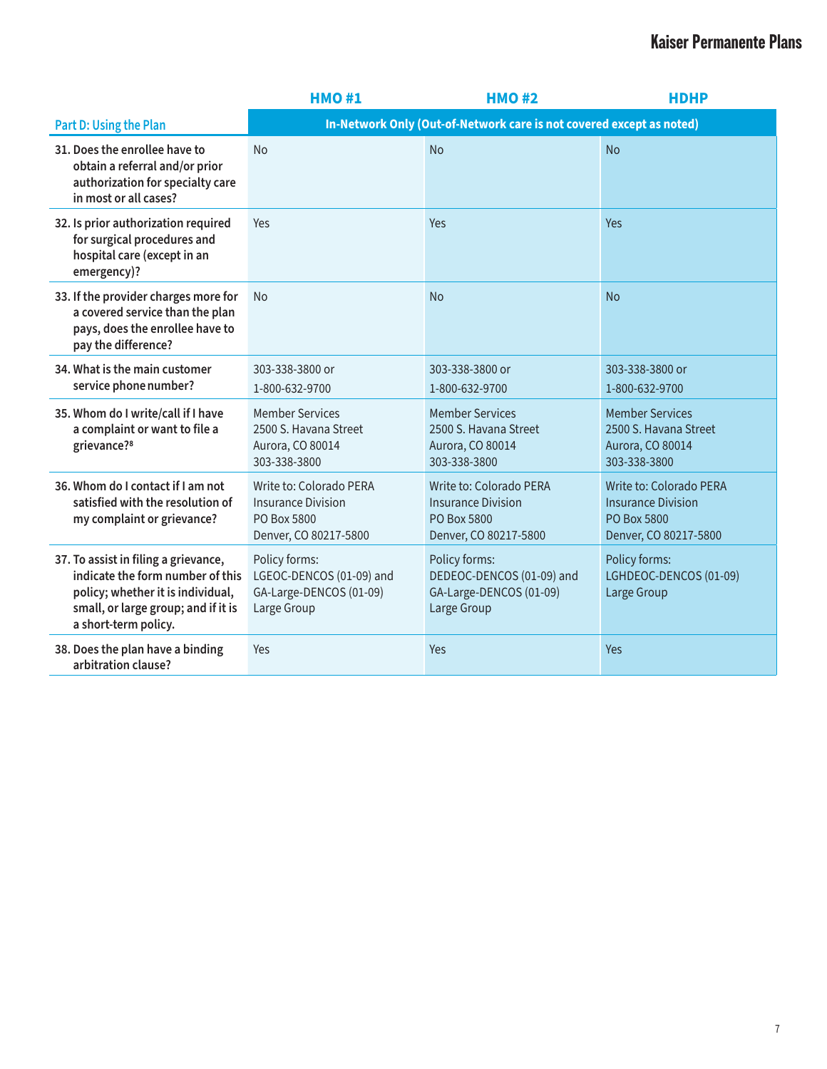# Kaiser Permanente Plans

| Part D: Using the Plan | HMO #1 | HMO #2 | HDHP |
|---|---|---|---|
| | In-Network Only (Out-of-Network care is not covered except as noted) | | |
| 31. Does the enrollee have to obtain a referral and/or prior authorization for specialty care in most or all cases? | No | No | No |
| 32. Is prior authorization required for surgical procedures and hospital care (except in an emergency)? | Yes | Yes | Yes |
| 33. If the provider charges more for a covered service than the plan pays, does the enrollee have to pay the difference? | No | No | No |
| 34. What is the main customer service phone number? | 303-338-3800 or 1-800-632-9700 | 303-338-3800 or 1-800-632-9700 | 303-338-3800 or 1-800-632-9700 |
| 35. Whom do I write/call if I have a complaint or want to file a grievance?[8] | Member Services 2500 S. Havana Street Aurora, CO 80014 303-338-3800 | Member Services 2500 S. Havana Street Aurora, CO 80014 303-338-3800 | Member Services 2500 S. Havana Street Aurora, CO 80014 303-338-3800 |
| 36. Whom do I contact if I am not satisfied with the resolution of my complaint or grievance? | Write to: Colorado PERA Insurance Division PO Box 5800 Denver, CO 80217-5800 | Write to: Colorado PERA Insurance Division PO Box 5800 Denver, CO 80217-5800 | Write to: Colorado PERA Insurance Division PO Box 5800 Denver, CO 80217-5800 |
| 37. To assist in filing a grievance, indicate the form number of this policy; whether it is individual, small, or large group; and if it is a short-term policy. | Policy forms: LGEOC-DENCOS (01-09) and GA-Large-DENCOS (01-09) Large Group | Policy forms: DEDEOC-DENCOS (01-09) and GA-Large-DENCOS (01-09) Large Group | Policy forms: LGHDEOC-DENCOS (01-09) Large Group |
| 38. Does the plan have a binding arbitration clause? | Yes | Yes | Yes |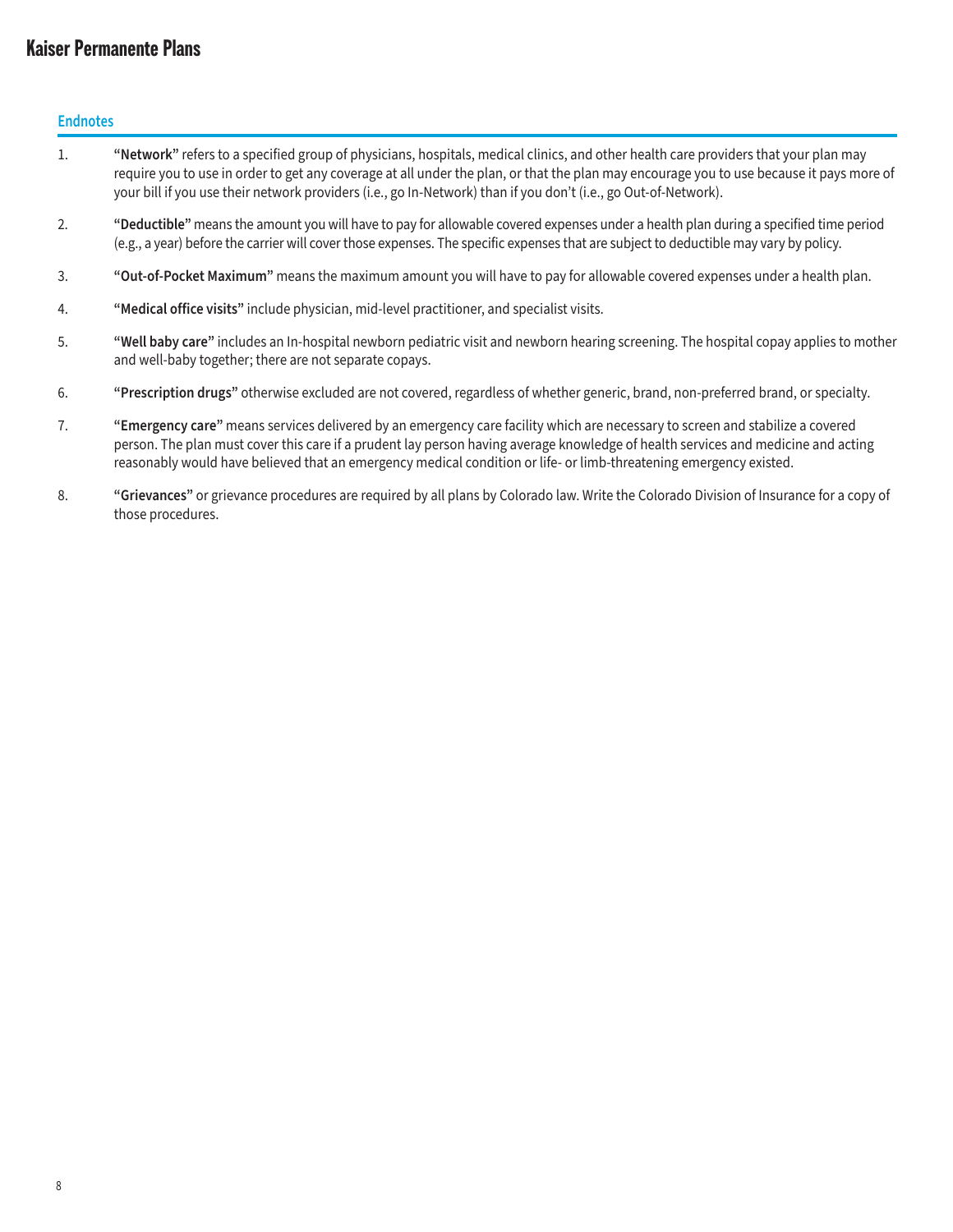## Kaiser Permanente Plans

### Endnotes

1. "**Network**" refers to a specified group of physicians, hospitals, medical clinics, and other health care providers that your plan may require you to use in order to get any coverage at all under the plan, or that the plan may encourage you to use because it pays more of your bill if you use their network providers (i.e., go In-Network) than if you don't (i.e., go Out-of-Network).

2. "**Deductible**" means the amount you will have to pay for allowable covered expenses under a health plan during a specified time period (e.g., a year) before the carrier will cover those expenses. The specific expenses that are subject to deductible may vary by policy.

3. "**Out-of-Pocket Maximum**" means the maximum amount you will have to pay for allowable covered expenses under a health plan.

4. "**Medical office visits**" include physician, mid-level practitioner, and specialist visits.

5. "**Well baby care**" includes an In-hospital newborn pediatric visit and newborn hearing screening. The hospital copay applies to mother and well-baby together; there are not separate copays.

6. "**Prescription drugs**" otherwise excluded are not covered, regardless of whether generic, brand, non-preferred brand, or specialty.

7. "**Emergency care**" means services delivered by an emergency care facility which are necessary to screen and stabilize a covered person. The plan must cover this care if a prudent lay person having average knowledge of health services and medicine and acting reasonably would have believed that an emergency medical condition or life- or limb-threatening emergency existed.

8. "**Grievances**" or grievance procedures are required by all plans by Colorado law. Write the Colorado Division of Insurance for a copy of those procedures.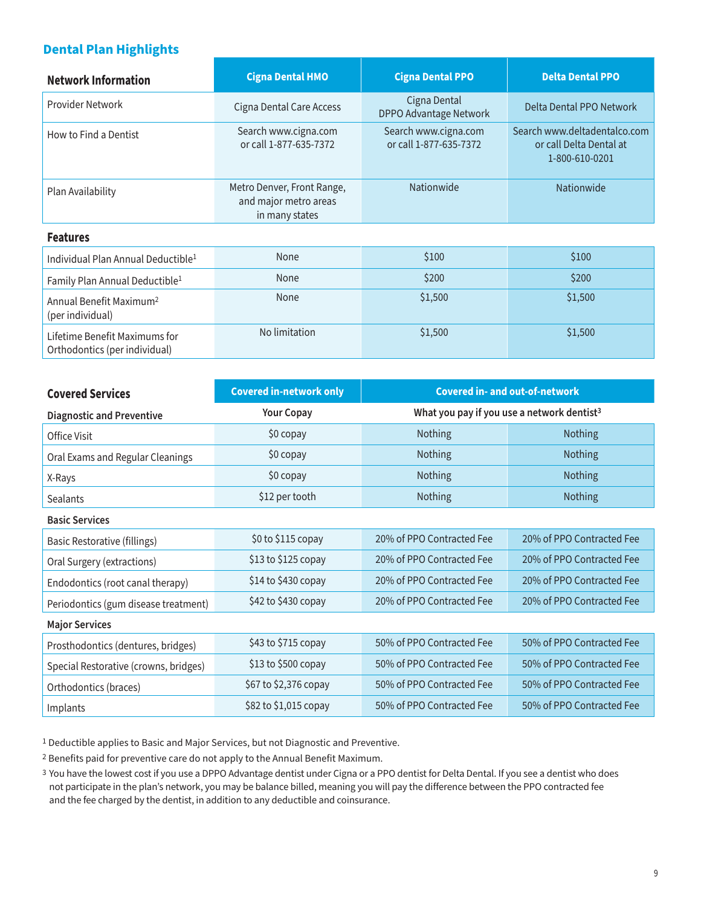## Dental Plan Highlights

| Network Information | Cigna Dental HMO | Cigna Dental PPO | Delta Dental PPO |
|---|---|---|---|
| Provider Network | Cigna Dental Care Access | Cigna Dental DPPO Advantage Network | Delta Dental PPO Network |
| How to Find a Dentist | Search www.cigna.com or call 1-877-635-7372 | Search www.cigna.com or call 1-877-635-7372 | Search www.deltadentalco.com or call Delta Dental at 1-800-610-0201 |
| Plan Availability | Metro Denver, Front Range, and major metro areas in many states | Nationwide | Nationwide |
| **Features** | | | |
| Individual Plan Annual Deductible[1] | None | $100 | $100 |
| Family Plan Annual Deductible[1] | None | $200 | $200 |
| Annual Benefit Maximum[2] (per individual) | None | $1,500 | $1,500 |
| Lifetime Benefit Maximums for Orthodontics (per individual) | No limitation | $1,500 | $1,500 |

| Covered Services | Covered in-network only | Covered in- and out-of-network | |
|---|---|---|---|
| **Diagnostic and Preventive** | **Your Copay** | **What you pay if you use a network dentist[3]** | |
| Office Visit | $0 copay | Nothing | Nothing |
| Oral Exams and Regular Cleanings | $0 copay | Nothing | Nothing |
| X-Rays | $0 copay | Nothing | Nothing |
| Sealants | $12 per tooth | Nothing | Nothing |
| **Basic Services** | | | |
| Basic Restorative (fillings) | $0 to $115 copay | 20% of PPO Contracted Fee | 20% of PPO Contracted Fee |
| Oral Surgery (extractions) | $13 to $125 copay | 20% of PPO Contracted Fee | 20% of PPO Contracted Fee |
| Endodontics (root canal therapy) | $14 to $430 copay | 20% of PPO Contracted Fee | 20% of PPO Contracted Fee |
| Periodontics (gum disease treatment) | $42 to $430 copay | 20% of PPO Contracted Fee | 20% of PPO Contracted Fee |
| **Major Services** | | | |
| Prosthodontics (dentures, bridges) | $43 to $715 copay | 50% of PPO Contracted Fee | 50% of PPO Contracted Fee |
| Special Restorative (crowns, bridges) | $13 to $500 copay | 50% of PPO Contracted Fee | 50% of PPO Contracted Fee |
| Orthodontics (braces) | $67 to $2,376 copay | 50% of PPO Contracted Fee | 50% of PPO Contracted Fee |
| Implants | $82 to $1,015 copay | 50% of PPO Contracted Fee | 50% of PPO Contracted Fee |

[1] Deductible applies to Basic and Major Services, but not Diagnostic and Preventive.

[2] Benefits paid for preventive care do not apply to the Annual Benefit Maximum.

[3] You have the lowest cost if you use a DPPO Advantage dentist under Cigna or a PPO dentist for Delta Dental. If you see a dentist who does not participate in the plan's network, you may be balance billed, meaning you will pay the difference between the PPO contracted fee and the fee charged by the dentist, in addition to any deductible and coinsurance.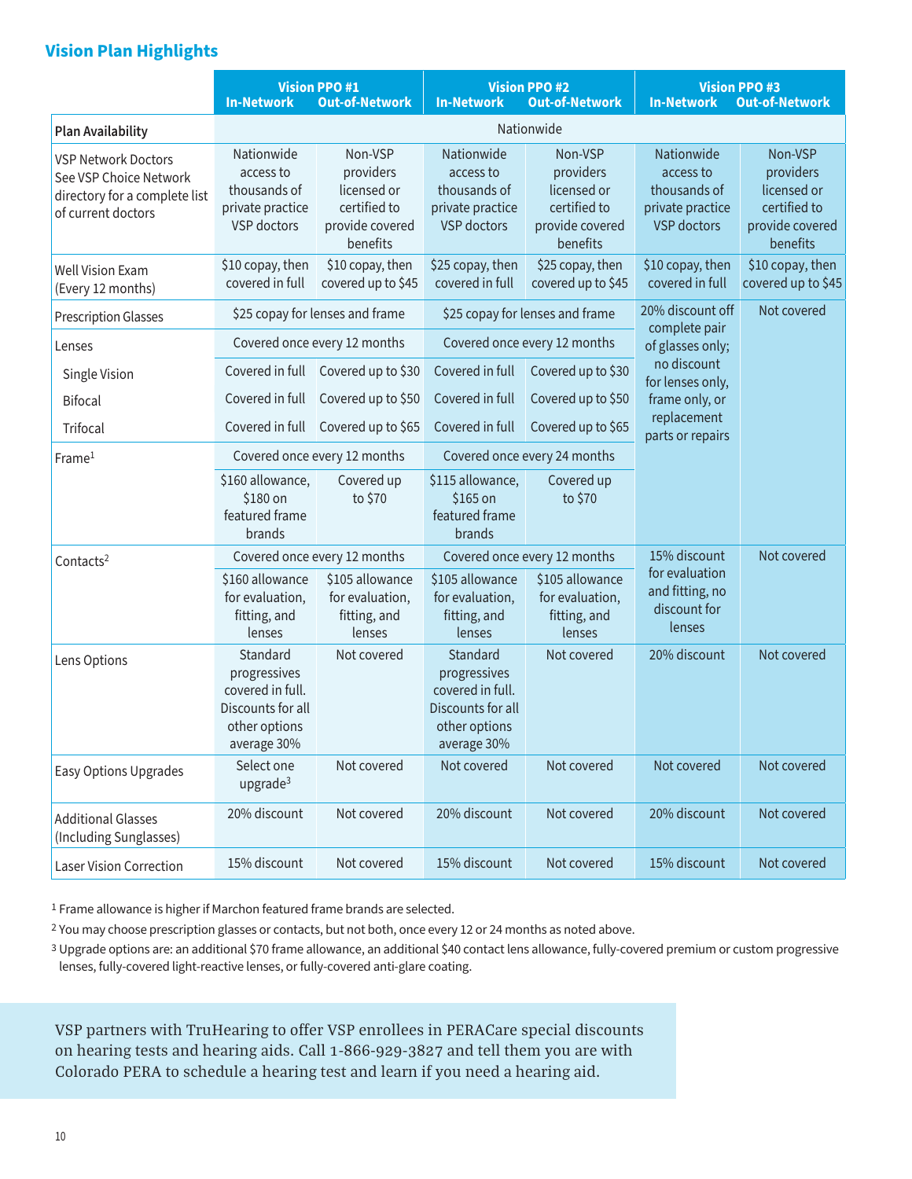## Vision Plan Highlights

| | Vision PPO #1 In-Network | Vision PPO #1 Out-of-Network | Vision PPO #2 In-Network | Vision PPO #2 Out-of-Network | Vision PPO #3 In-Network | Vision PPO #3 Out-of-Network |
|---|---|---|---|---|---|---|
| **Plan Availability** | Nationwide | | | | | |
| VSP Network Doctors See VSP Choice Network directory for a complete list of current doctors | Nationwide access to thousands of private practice VSP doctors | Non-VSP providers licensed or certified to provide covered benefits | Nationwide access to thousands of private practice VSP doctors | Non-VSP providers licensed or certified to provide covered benefits | Nationwide access to thousands of private practice VSP doctors | Non-VSP providers licensed or certified to provide covered benefits |
| Well Vision Exam (Every 12 months) | $10 copay, then covered in full | $10 copay, then covered up to $45 | $25 copay, then covered in full | $25 copay, then covered up to $45 | $10 copay, then covered in full | $10 copay, then covered up to $45 |
| Prescription Glasses | $25 copay for lenses and frame | | $25 copay for lenses and frame | | 20% discount off complete pair of glasses only; no discount for lenses only, frame only, or replacement parts or repairs | Not covered |
| Lenses | Covered once every 12 months | | Covered once every 12 months | | | |
| Single Vision | Covered in full | Covered up to $30 | Covered in full | Covered up to $30 | | |
| Bifocal | Covered in full | Covered up to $50 | Covered in full | Covered up to $50 | | |
| Trifocal | Covered in full | Covered up to $65 | Covered in full | Covered up to $65 | | |
| Frame[1] | Covered once every 12 months | | Covered once every 24 months | | | |
| | $160 allowance, $180 on featured frame brands | Covered up to $70 | $115 allowance, $165 on featured frame brands | Covered up to $70 | | |
| Contacts[2] | Covered once every 12 months | | Covered once every 12 months | | 15% discount for evaluation and fitting, no discount for lenses | Not covered |
| | $160 allowance for evaluation, fitting, and lenses | $105 allowance for evaluation, fitting, and lenses | $105 allowance for evaluation, fitting, and lenses | $105 allowance for evaluation, fitting, and lenses | | |
| Lens Options | Standard progressives covered in full. Discounts for all other options average 30% | Not covered | Standard progressives covered in full. Discounts for all other options average 30% | Not covered | 20% discount | Not covered |
| Easy Options Upgrades | Select one upgrade[3] | Not covered | Not covered | Not covered | Not covered | Not covered |
| Additional Glasses (Including Sunglasses) | 20% discount | Not covered | 20% discount | Not covered | 20% discount | Not covered |
| Laser Vision Correction | 15% discount | Not covered | 15% discount | Not covered | 15% discount | Not covered |

[1] Frame allowance is higher if Marchon featured frame brands are selected.

[2] You may choose prescription glasses or contacts, but not both, once every 12 or 24 months as noted above.

[3] Upgrade options are: an additional $70 frame allowance, an additional $40 contact lens allowance, fully-covered premium or custom progressive lenses, fully-covered light-reactive lenses, or fully-covered anti-glare coating.

VSP partners with TruHearing to offer VSP enrollees in PERACare special discounts on hearing tests and hearing aids. Call 1-866-929-3827 and tell them you are with Colorado PERA to schedule a hearing test and learn if you need a hearing aid.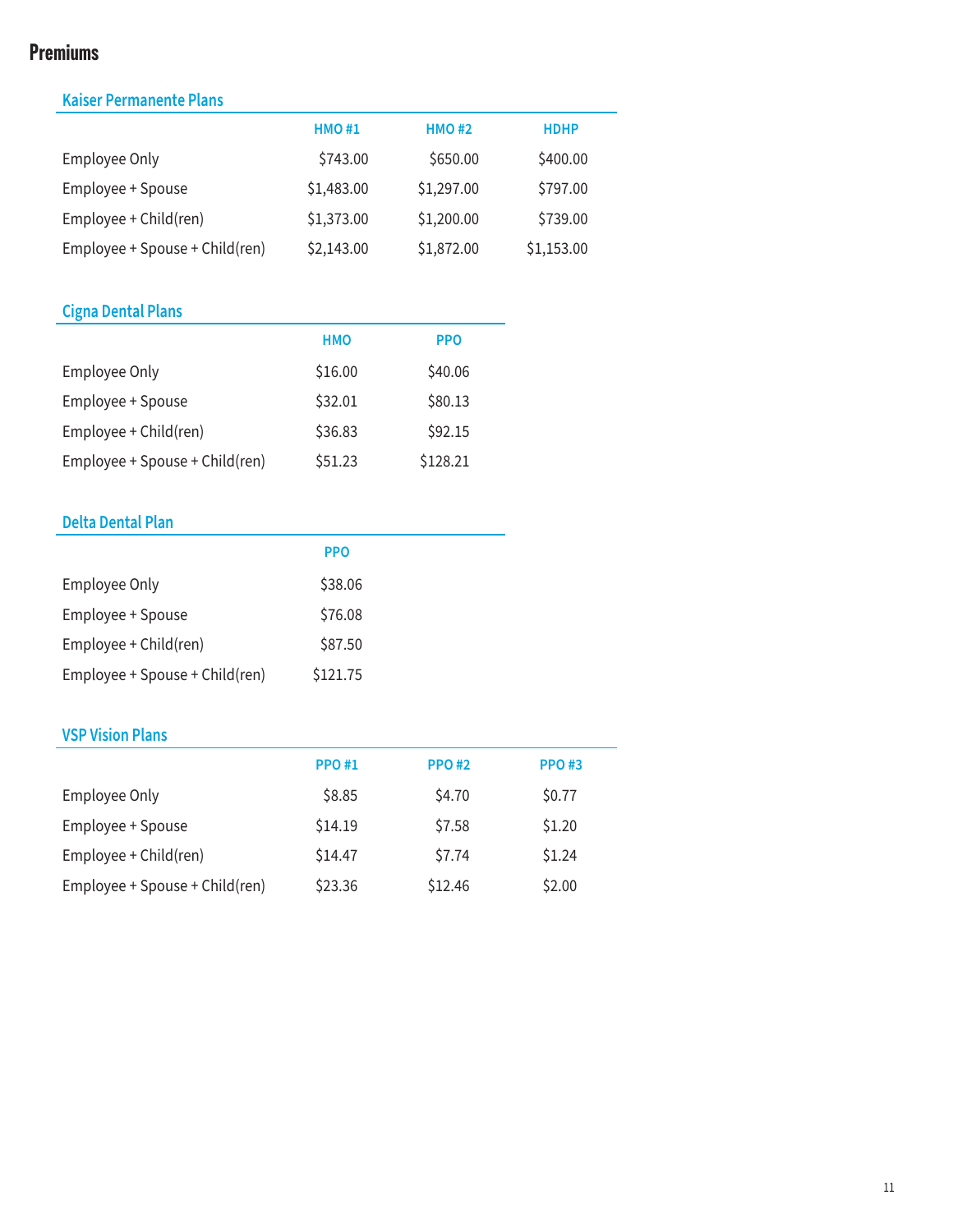# Premiums

## Kaiser Permanente Plans

| | HMO #1 | HMO #2 | HDHP |
|---|---|---|---|
| Employee Only | $743.00 | $650.00 | $400.00 |
| Employee + Spouse | $1,483.00 | $1,297.00 | $797.00 |
| Employee + Child(ren) | $1,373.00 | $1,200.00 | $739.00 |
| Employee + Spouse + Child(ren) | $2,143.00 | $1,872.00 | $1,153.00 |

## Cigna Dental Plans

| | HMO | PPO |
|---|---|---|
| Employee Only | $16.00 | $40.06 |
| Employee + Spouse | $32.01 | $80.13 |
| Employee + Child(ren) | $36.83 | $92.15 |
| Employee + Spouse + Child(ren) | $51.23 | $128.21 |

## Delta Dental Plan

| | PPO |
|---|---|
| Employee Only | $38.06 |
| Employee + Spouse | $76.08 |
| Employee + Child(ren) | $87.50 |
| Employee + Spouse + Child(ren) | $121.75 |

## VSP Vision Plans

| | PPO #1 | PPO #2 | PPO #3 |
|---|---|---|---|
| Employee Only | $8.85 | $4.70 | $0.77 |
| Employee + Spouse | $14.19 | $7.58 | $1.20 |
| Employee + Child(ren) | $14.47 | $7.74 | $1.24 |
| Employee + Spouse + Child(ren) | $23.36 | $12.46 | $2.00 |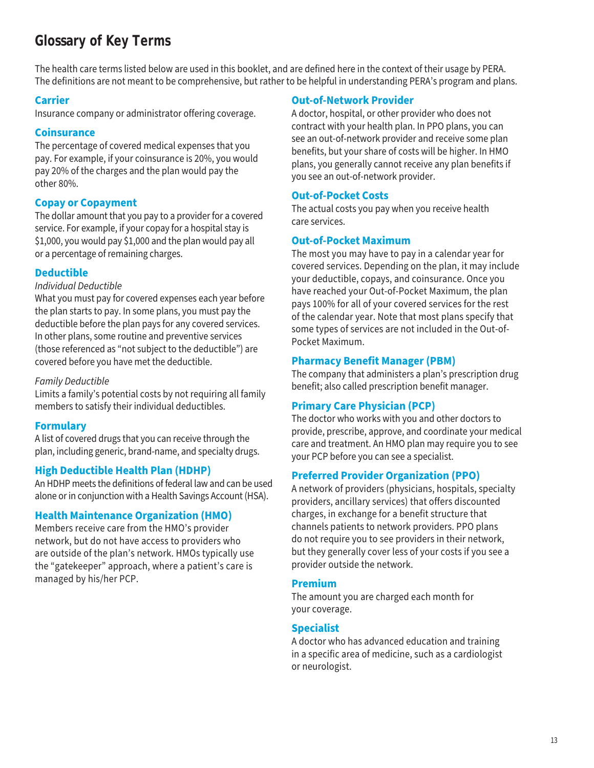# Glossary of Key Terms

The health care terms listed below are used in this booklet, and are defined here in the context of their usage by PERA. The definitions are not meant to be comprehensive, but rather to be helpful in understanding PERA's program and plans.

### Carrier

Insurance company or administrator offering coverage.

### Coinsurance

The percentage of covered medical expenses that you pay. For example, if your coinsurance is 20%, you would pay 20% of the charges and the plan would pay the other 80%.

### Copay or Copayment

The dollar amount that you pay to a provider for a covered service. For example, if your copay for a hospital stay is $1,000, you would pay $1,000 and the plan would pay all or a percentage of remaining charges.

### Deductible

*Individual Deductible*

What you must pay for covered expenses each year before the plan starts to pay. In some plans, you must pay the deductible before the plan pays for any covered services. In other plans, some routine and preventive services (those referenced as "not subject to the deductible") are covered before you have met the deductible.

*Family Deductible*

Limits a family's potential costs by not requiring all family members to satisfy their individual deductibles.

### Formulary

A list of covered drugs that you can receive through the plan, including generic, brand-name, and specialty drugs.

### High Deductible Health Plan (HDHP)

An HDHP meets the definitions of federal law and can be used alone or in conjunction with a Health Savings Account (HSA).

### Health Maintenance Organization (HMO)

Members receive care from the HMO's provider network, but do not have access to providers who are outside of the plan's network. HMOs typically use the "gatekeeper" approach, where a patient's care is managed by his/her PCP.

### Out-of-Network Provider

A doctor, hospital, or other provider who does not contract with your health plan. In PPO plans, you can see an out-of-network provider and receive some plan benefits, but your share of costs will be higher. In HMO plans, you generally cannot receive any plan benefits if you see an out-of-network provider.

### Out-of-Pocket Costs

The actual costs you pay when you receive health care services.

### Out-of-Pocket Maximum

The most you may have to pay in a calendar year for covered services. Depending on the plan, it may include your deductible, copays, and coinsurance. Once you have reached your Out-of-Pocket Maximum, the plan pays 100% for all of your covered services for the rest of the calendar year. Note that most plans specify that some types of services are not included in the Out-of-Pocket Maximum.

### Pharmacy Benefit Manager (PBM)

The company that administers a plan's prescription drug benefit; also called prescription benefit manager.

### Primary Care Physician (PCP)

The doctor who works with you and other doctors to provide, prescribe, approve, and coordinate your medical care and treatment. An HMO plan may require you to see your PCP before you can see a specialist.

### Preferred Provider Organization (PPO)

A network of providers (physicians, hospitals, specialty providers, ancillary services) that offers discounted charges, in exchange for a benefit structure that channels patients to network providers. PPO plans do not require you to see providers in their network, but they generally cover less of your costs if you see a provider outside the network.

### Premium

The amount you are charged each month for your coverage.

### Specialist

A doctor who has advanced education and training in a specific area of medicine, such as a cardiologist or neurologist.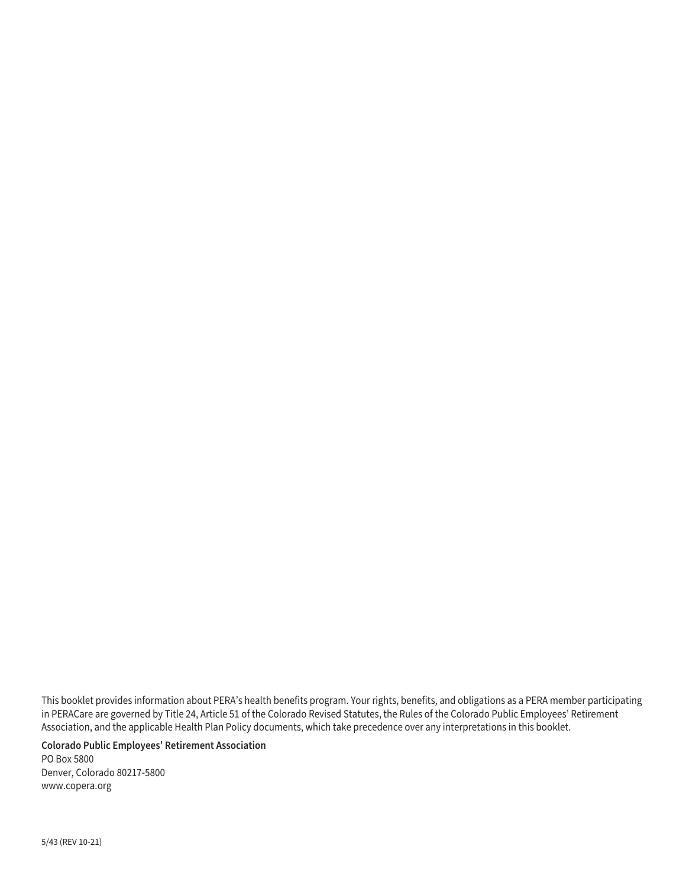This booklet provides information about PERA's health benefits program. Your rights, benefits, and obligations as a PERA member participating in PERACare are governed by Title 24, Article 51 of the Colorado Revised Statutes, the Rules of the Colorado Public Employees' Retirement Association, and the applicable Health Plan Policy documents, which take precedence over any interpretations in this booklet.

**Colorado Public Employees' Retirement Association**
PO Box 5800
Denver, Colorado 80217-5800
www.copera.org

5/43 (REV 10-21)